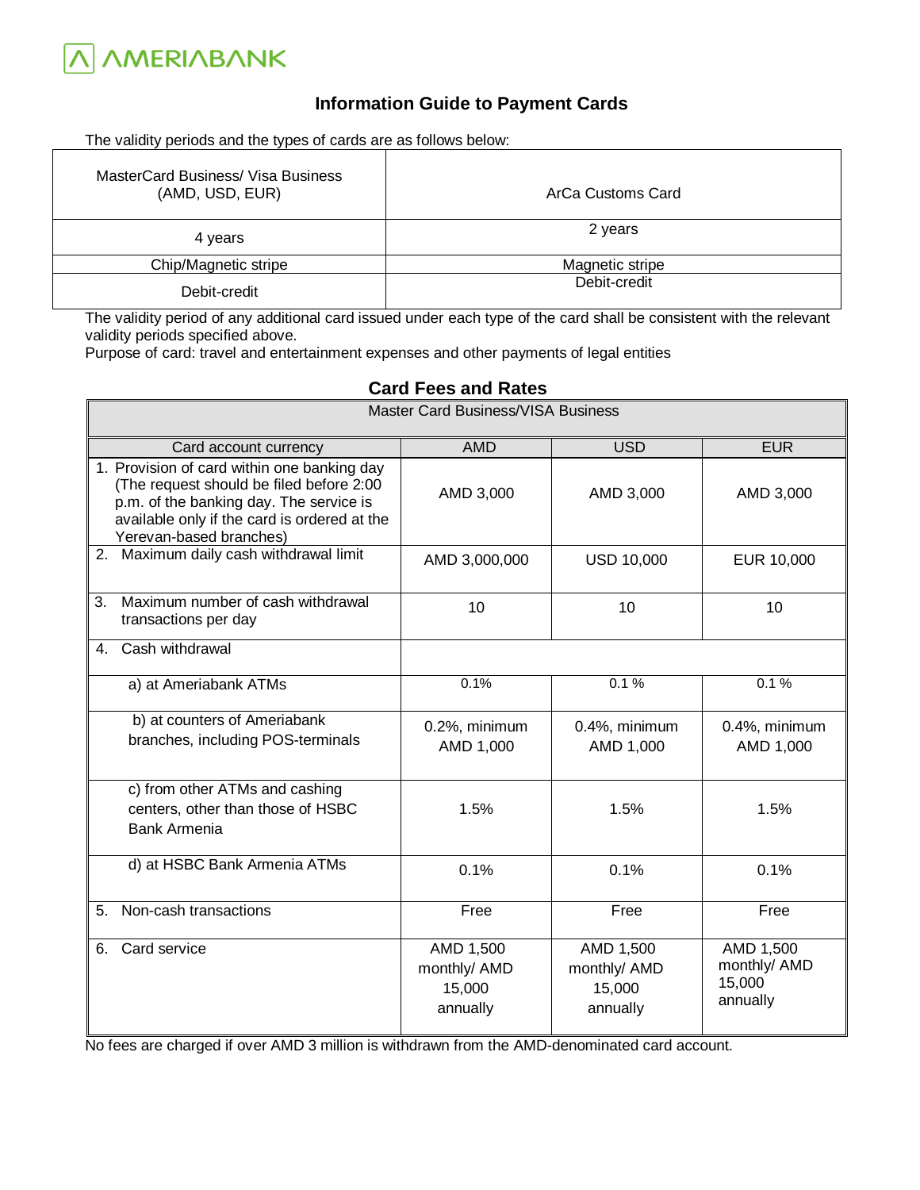AMERIABANK

# Information Guide to Payment Cards

The validity periods and the types of cards are as follows below:

| MasterCard Business/ Visa Business (AMD, USD, EUR) | ArCa Customs Card |
|---|---|
| 4 years | 2 years |
| Chip/Magnetic stripe | Magnetic stripe |
| Debit-credit | Debit-credit |

The validity period of any additional card issued under each type of the card shall be consistent with the relevant validity periods specified above.

Purpose of card: travel and entertainment expenses and other payments of legal entities

## Card Fees and Rates

| Master Card Business/VISA Business | | | |
|---|---|---|---|
| Card account currency | AMD | USD | EUR |
| 1. Provision of card within one banking day (The request should be filed before 2:00 p.m. of the banking day. The service is available only if the card is ordered at the Yerevan-based branches) | AMD 3,000 | AMD 3,000 | AMD 3,000 |
| 2. Maximum daily cash withdrawal limit | AMD 3,000,000 | USD 10,000 | EUR 10,000 |
| 3. Maximum number of cash withdrawal transactions per day | 10 | 10 | 10 |
| 4. Cash withdrawal | | | |
| a) at Ameriabank ATMs | 0.1% | 0.1 % | 0.1 % |
| b) at counters of Ameriabank branches, including POS-terminals | 0.2%, minimum AMD 1,000 | 0.4%, minimum AMD 1,000 | 0.4%, minimum AMD 1,000 |
| c) from other ATMs and cashing centers, other than those of HSBC Bank Armenia | 1.5% | 1.5% | 1.5% |
| d) at HSBC Bank Armenia ATMs | 0.1% | 0.1% | 0.1% |
| 5. Non-cash transactions | Free | Free | Free |
| 6. Card service | AMD 1,500 monthly/ AMD 15,000 annually | AMD 1,500 monthly/ AMD 15,000 annually | AMD 1,500 monthly/ AMD 15,000 annually |

No fees are charged if over AMD 3 million is withdrawn from the AMD-denominated card account.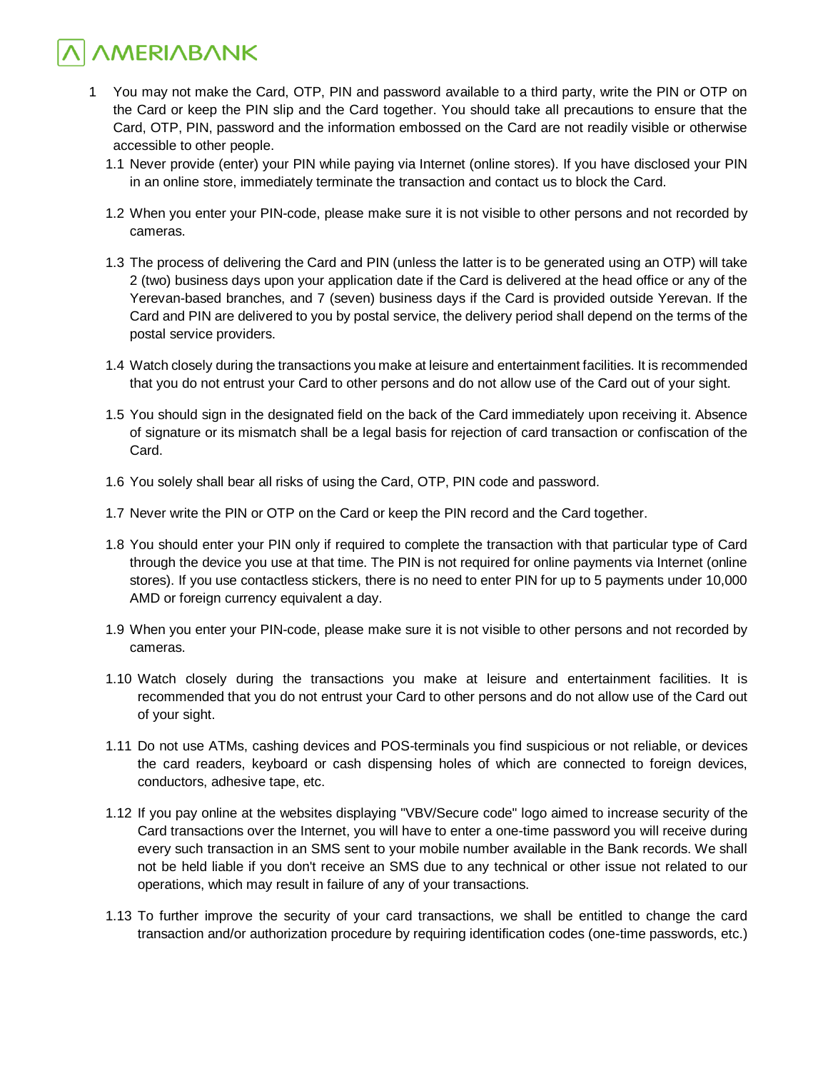1 You may not make the Card, OTP, PIN and password available to a third party, write the PIN or OTP on the Card or keep the PIN slip and the Card together. You should take all precautions to ensure that the Card, OTP, PIN, password and the information embossed on the Card are not readily visible or otherwise accessible to other people.

1.1 Never provide (enter) your PIN while paying via Internet (online stores). If you have disclosed your PIN in an online store, immediately terminate the transaction and contact us to block the Card.

1.2 When you enter your PIN-code, please make sure it is not visible to other persons and not recorded by cameras.

1.3 The process of delivering the Card and PIN (unless the latter is to be generated using an OTP) will take 2 (two) business days upon your application date if the Card is delivered at the head office or any of the Yerevan-based branches, and 7 (seven) business days if the Card is provided outside Yerevan. If the Card and PIN are delivered to you by postal service, the delivery period shall depend on the terms of the postal service providers.

1.4 Watch closely during the transactions you make at leisure and entertainment facilities. It is recommended that you do not entrust your Card to other persons and do not allow use of the Card out of your sight.

1.5 You should sign in the designated field on the back of the Card immediately upon receiving it. Absence of signature or its mismatch shall be a legal basis for rejection of card transaction or confiscation of the Card.

1.6 You solely shall bear all risks of using the Card, OTP, PIN code and password.

1.7 Never write the PIN or OTP on the Card or keep the PIN record and the Card together.

1.8 You should enter your PIN only if required to complete the transaction with that particular type of Card through the device you use at that time. The PIN is not required for online payments via Internet (online stores). If you use contactless stickers, there is no need to enter PIN for up to 5 payments under 10,000 AMD or foreign currency equivalent a day.

1.9 When you enter your PIN-code, please make sure it is not visible to other persons and not recorded by cameras.

1.10 Watch closely during the transactions you make at leisure and entertainment facilities. It is recommended that you do not entrust your Card to other persons and do not allow use of the Card out of your sight.

1.11 Do not use ATMs, cashing devices and POS-terminals you find suspicious or not reliable, or devices the card readers, keyboard or cash dispensing holes of which are connected to foreign devices, conductors, adhesive tape, etc.

1.12 If you pay online at the websites displaying "VBV/Secure code" logo aimed to increase security of the Card transactions over the Internet, you will have to enter a one-time password you will receive during every such transaction in an SMS sent to your mobile number available in the Bank records. We shall not be held liable if you don't receive an SMS due to any technical or other issue not related to our operations, which may result in failure of any of your transactions.

1.13 To further improve the security of your card transactions, we shall be entitled to change the card transaction and/or authorization procedure by requiring identification codes (one-time passwords, etc.)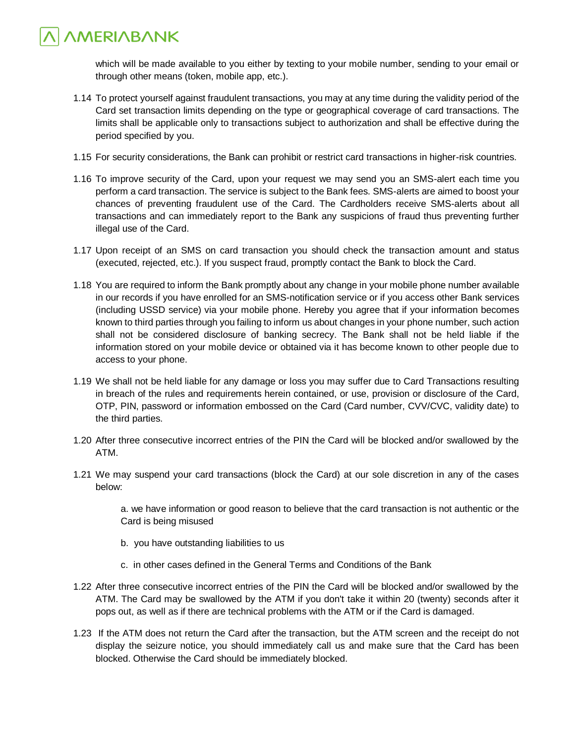which will be made available to you either by texting to your mobile number, sending to your email or through other means (token, mobile app, etc.).

1.14 To protect yourself against fraudulent transactions, you may at any time during the validity period of the Card set transaction limits depending on the type or geographical coverage of card transactions. The limits shall be applicable only to transactions subject to authorization and shall be effective during the period specified by you.

1.15 For security considerations, the Bank can prohibit or restrict card transactions in higher-risk countries.

1.16 To improve security of the Card, upon your request we may send you an SMS-alert each time you perform a card transaction. The service is subject to the Bank fees. SMS-alerts are aimed to boost your chances of preventing fraudulent use of the Card. The Cardholders receive SMS-alerts about all transactions and can immediately report to the Bank any suspicions of fraud thus preventing further illegal use of the Card.

1.17 Upon receipt of an SMS on card transaction you should check the transaction amount and status (executed, rejected, etc.). If you suspect fraud, promptly contact the Bank to block the Card.

1.18 You are required to inform the Bank promptly about any change in your mobile phone number available in our records if you have enrolled for an SMS-notification service or if you access other Bank services (including USSD service) via your mobile phone. Hereby you agree that if your information becomes known to third parties through you failing to inform us about changes in your phone number, such action shall not be considered disclosure of banking secrecy. The Bank shall not be held liable if the information stored on your mobile device or obtained via it has become known to other people due to access to your phone.

1.19 We shall not be held liable for any damage or loss you may suffer due to Card Transactions resulting in breach of the rules and requirements herein contained, or use, provision or disclosure of the Card, OTP, PIN, password or information embossed on the Card (Card number, CVV/CVC, validity date) to the third parties.

1.20 After three consecutive incorrect entries of the PIN the Card will be blocked and/or swallowed by the ATM.

1.21 We may suspend your card transactions (block the Card) at our sole discretion in any of the cases below:

a. we have information or good reason to believe that the card transaction is not authentic or the Card is being misused

b. you have outstanding liabilities to us

c. in other cases defined in the General Terms and Conditions of the Bank

1.22 After three consecutive incorrect entries of the PIN the Card will be blocked and/or swallowed by the ATM. The Card may be swallowed by the ATM if you don't take it within 20 (twenty) seconds after it pops out, as well as if there are technical problems with the ATM or if the Card is damaged.

1.23 If the ATM does not return the Card after the transaction, but the ATM screen and the receipt do not display the seizure notice, you should immediately call us and make sure that the Card has been blocked. Otherwise the Card should be immediately blocked.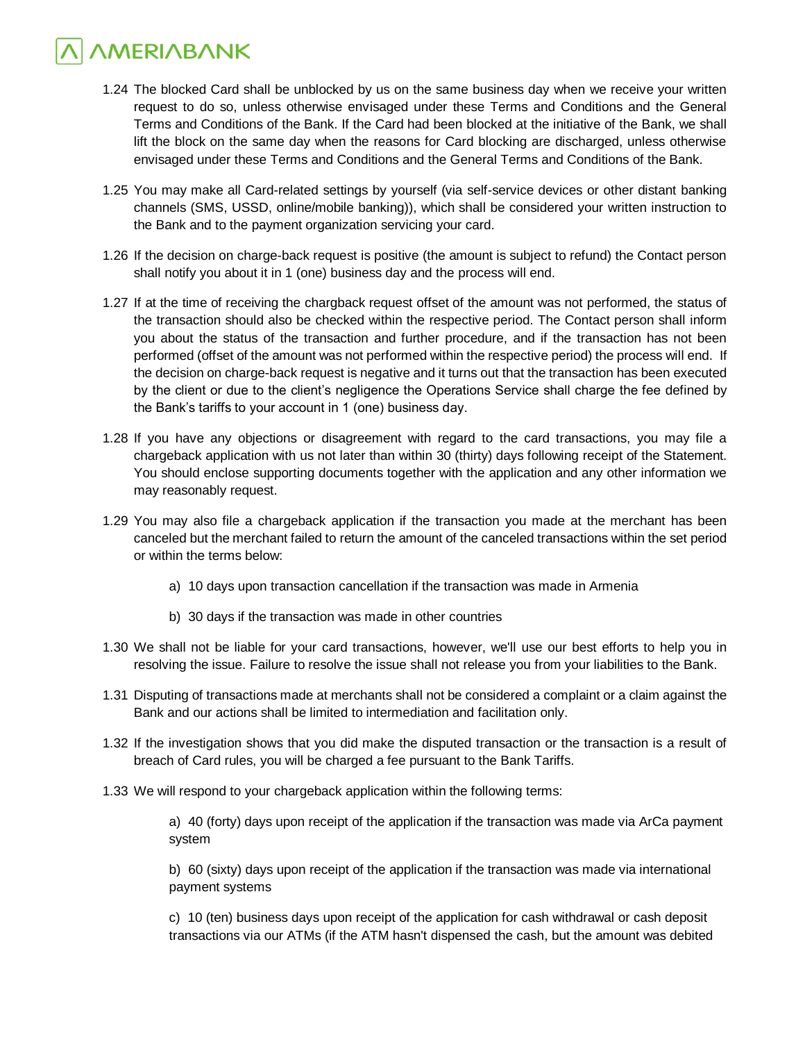1.24 The blocked Card shall be unblocked by us on the same business day when we receive your written request to do so, unless otherwise envisaged under these Terms and Conditions and the General Terms and Conditions of the Bank. If the Card had been blocked at the initiative of the Bank, we shall lift the block on the same day when the reasons for Card blocking are discharged, unless otherwise envisaged under these Terms and Conditions and the General Terms and Conditions of the Bank.

1.25 You may make all Card-related settings by yourself (via self-service devices or other distant banking channels (SMS, USSD, online/mobile banking)), which shall be considered your written instruction to the Bank and to the payment organization servicing your card.

1.26 If the decision on charge-back request is positive (the amount is subject to refund) the Contact person shall notify you about it in 1 (one) business day and the process will end.

1.27 If at the time of receiving the chargback request offset of the amount was not performed, the status of the transaction should also be checked within the respective period. The Contact person shall inform you about the status of the transaction and further procedure, and if the transaction has not been performed (offset of the amount was not performed within the respective period) the process will end. If the decision on charge-back request is negative and it turns out that the transaction has been executed by the client or due to the client's negligence the Operations Service shall charge the fee defined by the Bank's tariffs to your account in 1 (one) business day.

1.28 If you have any objections or disagreement with regard to the card transactions, you may file a chargeback application with us not later than within 30 (thirty) days following receipt of the Statement. You should enclose supporting documents together with the application and any other information we may reasonably request.

1.29 You may also file a chargeback application if the transaction you made at the merchant has been canceled but the merchant failed to return the amount of the canceled transactions within the set period or within the terms below:

a) 10 days upon transaction cancellation if the transaction was made in Armenia

b) 30 days if the transaction was made in other countries

1.30 We shall not be liable for your card transactions, however, we'll use our best efforts to help you in resolving the issue. Failure to resolve the issue shall not release you from your liabilities to the Bank.

1.31 Disputing of transactions made at merchants shall not be considered a complaint or a claim against the Bank and our actions shall be limited to intermediation and facilitation only.

1.32 If the investigation shows that you did make the disputed transaction or the transaction is a result of breach of Card rules, you will be charged a fee pursuant to the Bank Tariffs.

1.33 We will respond to your chargeback application within the following terms:

a) 40 (forty) days upon receipt of the application if the transaction was made via ArCa payment system

b) 60 (sixty) days upon receipt of the application if the transaction was made via international payment systems

c) 10 (ten) business days upon receipt of the application for cash withdrawal or cash deposit transactions via our ATMs (if the ATM hasn't dispensed the cash, but the amount was debited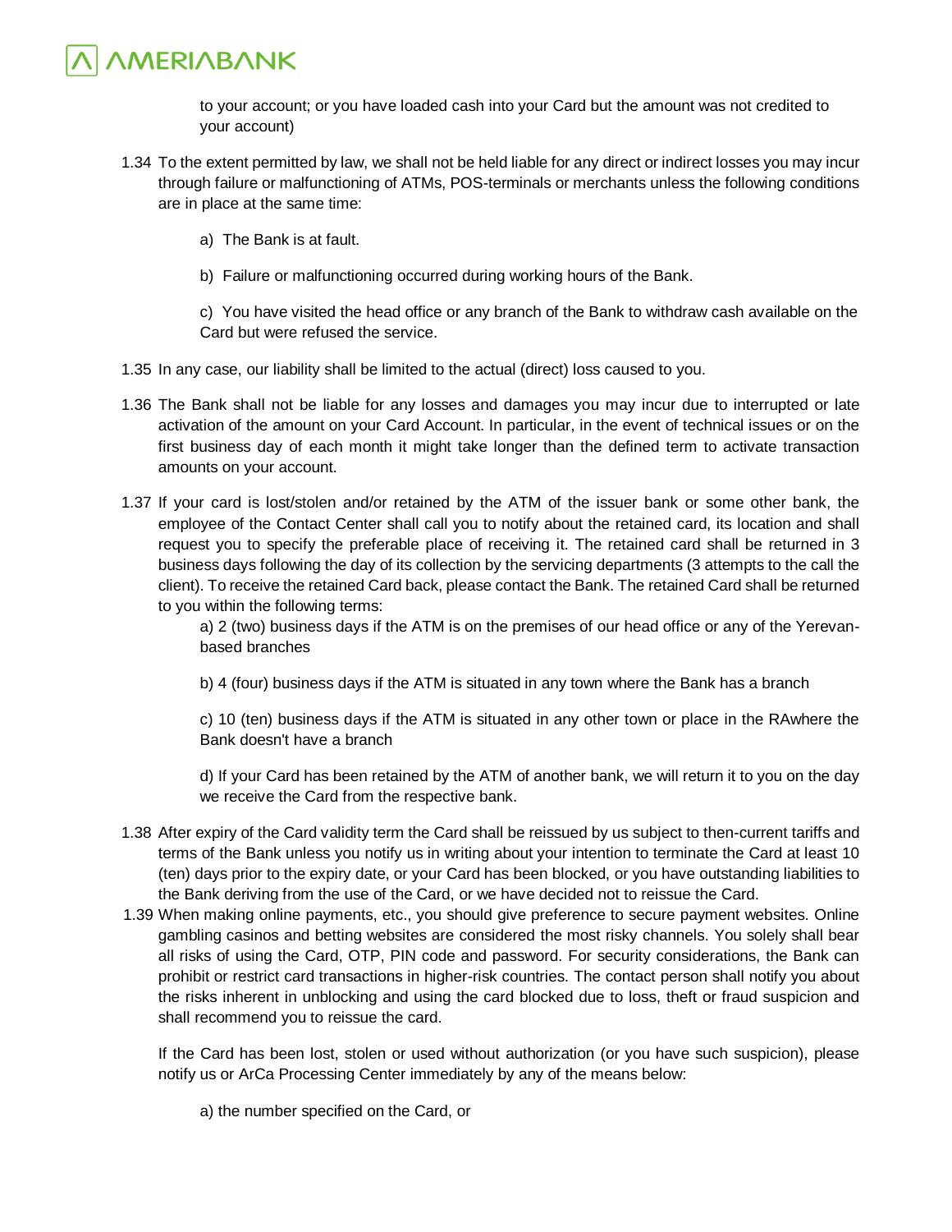to your account; or you have loaded cash into your Card but the amount was not credited to your account)

1.34 To the extent permitted by law, we shall not be held liable for any direct or indirect losses you may incur through failure or malfunctioning of ATMs, POS-terminals or merchants unless the following conditions are in place at the same time:

   a) The Bank is at fault.

   b) Failure or malfunctioning occurred during working hours of the Bank.

   c) You have visited the head office or any branch of the Bank to withdraw cash available on the Card but were refused the service.

1.35 In any case, our liability shall be limited to the actual (direct) loss caused to you.

1.36 The Bank shall not be liable for any losses and damages you may incur due to interrupted or late activation of the amount on your Card Account. In particular, in the event of technical issues or on the first business day of each month it might take longer than the defined term to activate transaction amounts on your account.

1.37 If your card is lost/stolen and/or retained by the ATM of the issuer bank or some other bank, the employee of the Contact Center shall call you to notify about the retained card, its location and shall request you to specify the preferable place of receiving it. The retained card shall be returned in 3 business days following the day of its collection by the servicing departments (3 attempts to the call the client). To receive the retained Card back, please contact the Bank. The retained Card shall be returned to you within the following terms:

   a) 2 (two) business days if the ATM is on the premises of our head office or any of the Yerevan-based branches

   b) 4 (four) business days if the ATM is situated in any town where the Bank has a branch

   c) 10 (ten) business days if the ATM is situated in any other town or place in the RAwhere the Bank doesn't have a branch

   d) If your Card has been retained by the ATM of another bank, we will return it to you on the day we receive the Card from the respective bank.

1.38 After expiry of the Card validity term the Card shall be reissued by us subject to then-current tariffs and terms of the Bank unless you notify us in writing about your intention to terminate the Card at least 10 (ten) days prior to the expiry date, or your Card has been blocked, or you have outstanding liabilities to the Bank deriving from the use of the Card, or we have decided not to reissue the Card.

1.39 When making online payments, etc., you should give preference to secure payment websites. Online gambling casinos and betting websites are considered the most risky channels. You solely shall bear all risks of using the Card, OTP, PIN code and password. For security considerations, the Bank can prohibit or restrict card transactions in higher-risk countries. The contact person shall notify you about the risks inherent in unblocking and using the card blocked due to loss, theft or fraud suspicion and shall recommend you to reissue the card.

If the Card has been lost, stolen or used without authorization (or you have such suspicion), please notify us or ArCa Processing Center immediately by any of the means below:

   a) the number specified on the Card, or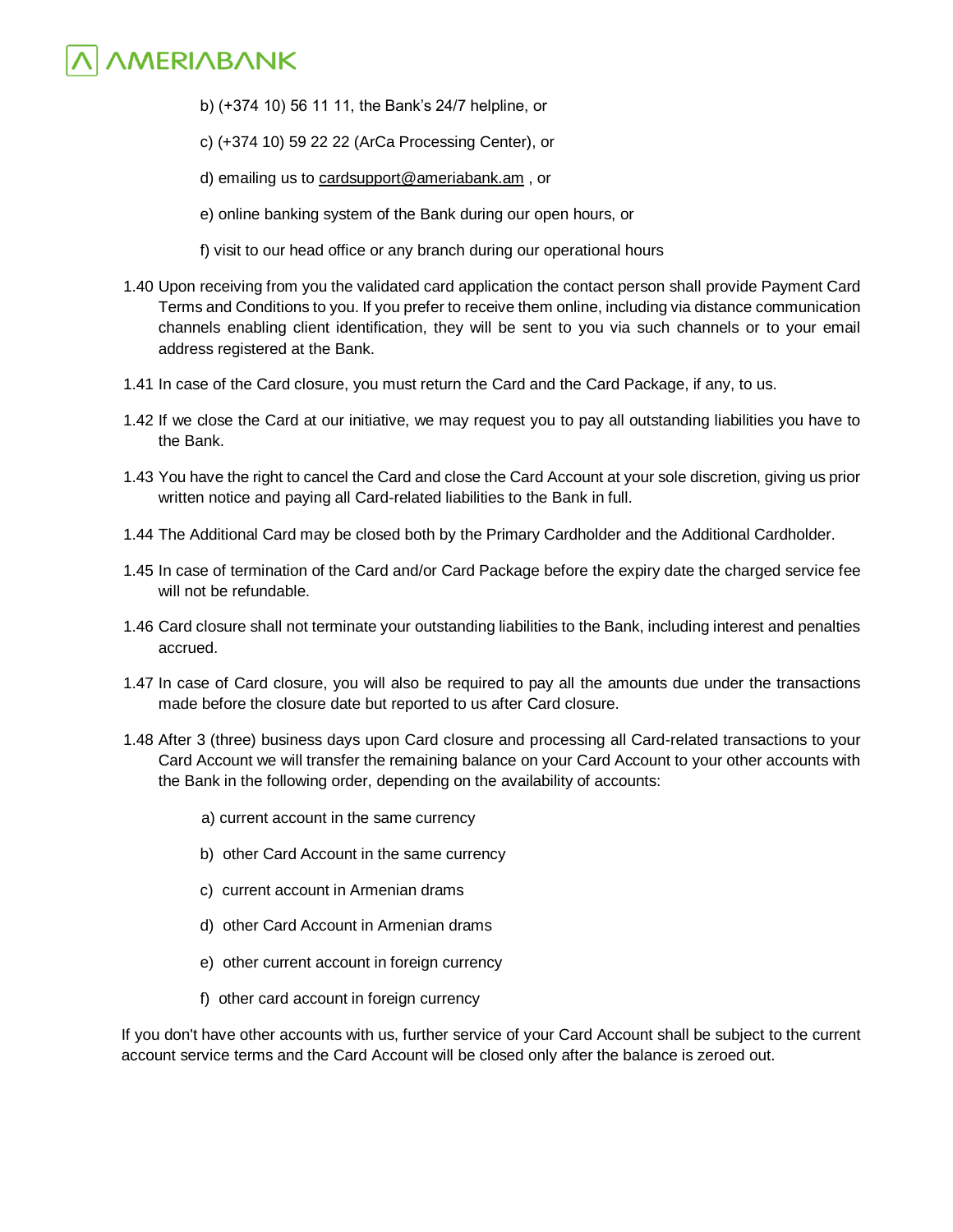b) (+374 10) 56 11 11, the Bank's 24/7 helpline, or

c) (+374 10) 59 22 22 (ArCa Processing Center), or

d) emailing us to cardsupport@ameriabank.am , or

e) online banking system of the Bank during our open hours, or

f) visit to our head office or any branch during our operational hours

1.40 Upon receiving from you the validated card application the contact person shall provide Payment Card Terms and Conditions to you. If you prefer to receive them online, including via distance communication channels enabling client identification, they will be sent to you via such channels or to your email address registered at the Bank.

1.41 In case of the Card closure, you must return the Card and the Card Package, if any, to us.

1.42 If we close the Card at our initiative, we may request you to pay all outstanding liabilities you have to the Bank.

1.43 You have the right to cancel the Card and close the Card Account at your sole discretion, giving us prior written notice and paying all Card-related liabilities to the Bank in full.

1.44 The Additional Card may be closed both by the Primary Cardholder and the Additional Cardholder.

1.45 In case of termination of the Card and/or Card Package before the expiry date the charged service fee will not be refundable.

1.46 Card closure shall not terminate your outstanding liabilities to the Bank, including interest and penalties accrued.

1.47 In case of Card closure, you will also be required to pay all the amounts due under the transactions made before the closure date but reported to us after Card closure.

1.48 After 3 (three) business days upon Card closure and processing all Card-related transactions to your Card Account we will transfer the remaining balance on your Card Account to your other accounts with the Bank in the following order, depending on the availability of accounts:

a) current account in the same currency

b) other Card Account in the same currency

c) current account in Armenian drams

d) other Card Account in Armenian drams

e) other current account in foreign currency

f) other card account in foreign currency

If you don't have other accounts with us, further service of your Card Account shall be subject to the current account service terms and the Card Account will be closed only after the balance is zeroed out.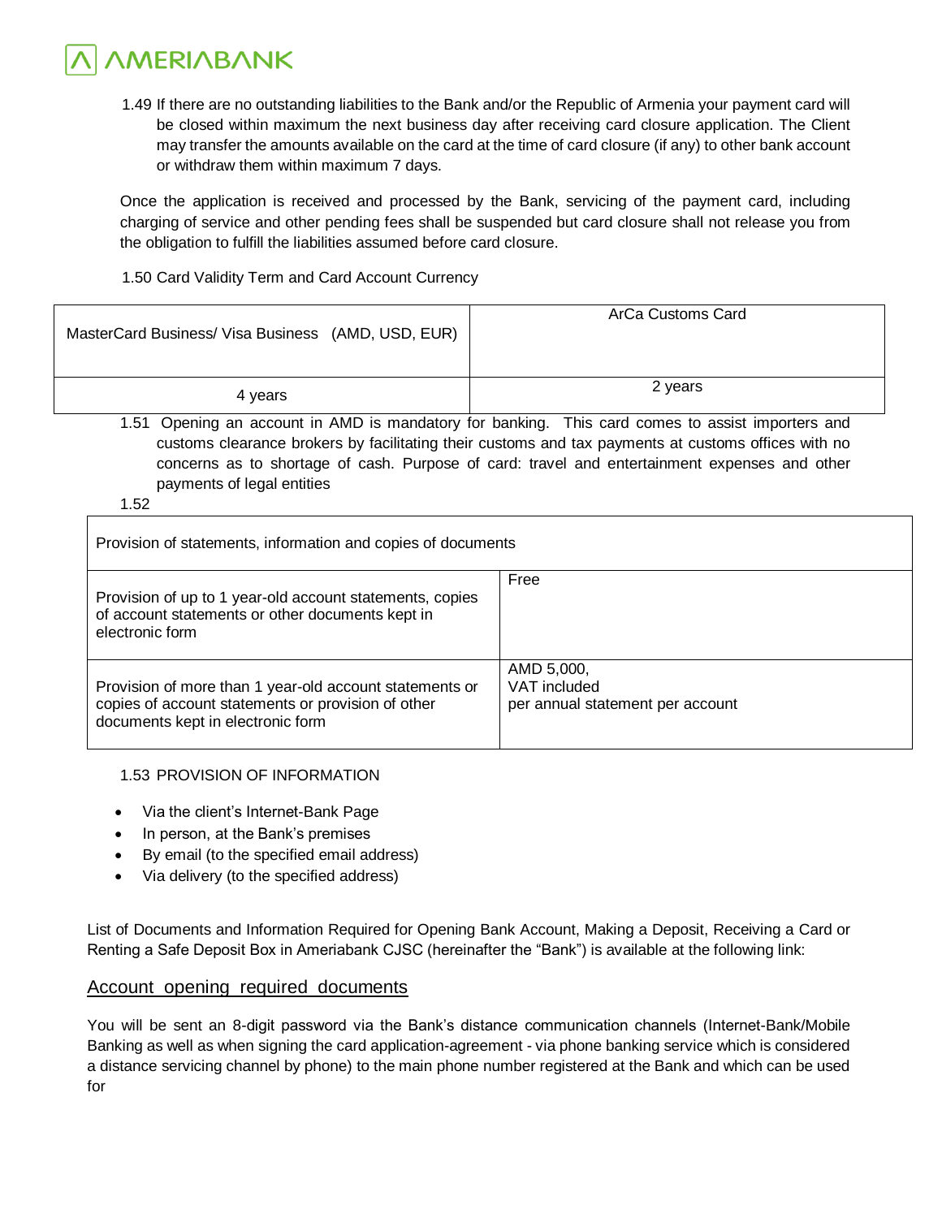1.49 If there are no outstanding liabilities to the Bank and/or the Republic of Armenia your payment card will be closed within maximum the next business day after receiving card closure application. The Client may transfer the amounts available on the card at the time of card closure (if any) to other bank account or withdraw them within maximum 7 days.

Once the application is received and processed by the Bank, servicing of the payment card, including charging of service and other pending fees shall be suspended but card closure shall not release you from the obligation to fulfill the liabilities assumed before card closure.

1.50 Card Validity Term and Card Account Currency

| MasterCard Business/ Visa Business (AMD, USD, EUR) | ArCa Customs Card |
|---|---|
| 4 years | 2 years |

1.51 Opening an account in AMD is mandatory for banking. This card comes to assist importers and customs clearance brokers by facilitating their customs and tax payments at customs offices with no concerns as to shortage of cash. Purpose of card: travel and entertainment expenses and other payments of legal entities

1.52

| Provision of statements, information and copies of documents | |
|---|---|
| Provision of up to 1 year-old account statements, copies of account statements or other documents kept in electronic form | Free |
| Provision of more than 1 year-old account statements or copies of account statements or provision of other documents kept in electronic form | AMD 5,000, VAT included per annual statement per account |

1.53 PROVISION OF INFORMATION

- Via the client's Internet-Bank Page
- In person, at the Bank's premises
- By email (to the specified email address)
- Via delivery (to the specified address)

List of Documents and Information Required for Opening Bank Account, Making a Deposit, Receiving a Card or Renting a Safe Deposit Box in Ameriabank CJSC (hereinafter the "Bank") is available at the following link:

Account opening required documents

You will be sent an 8-digit password via the Bank's distance communication channels (Internet-Bank/Mobile Banking as well as when signing the card application-agreement - via phone banking service which is considered a distance servicing channel by phone) to the main phone number registered at the Bank and which can be used for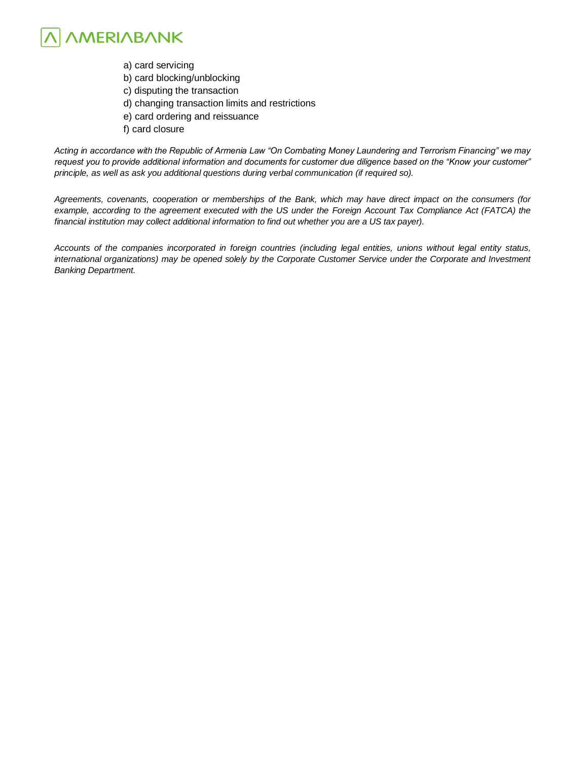a) card servicing
b) card blocking/unblocking
c) disputing the transaction
d) changing transaction limits and restrictions
e) card ordering and reissuance
f) card closure

*Acting in accordance with the Republic of Armenia Law "On Combating Money Laundering and Terrorism Financing" we may request you to provide additional information and documents for customer due diligence based on the "Know your customer" principle, as well as ask you additional questions during verbal communication (if required so).*

*Agreements, covenants, cooperation or memberships of the Bank, which may have direct impact on the consumers (for example, according to the agreement executed with the US under the Foreign Account Tax Compliance Act (FATCA) the financial institution may collect additional information to find out whether you are a US tax payer).*

*Accounts of the companies incorporated in foreign countries (including legal entities, unions without legal entity status, international organizations) may be opened solely by the Corporate Customer Service under the Corporate and Investment Banking Department.*